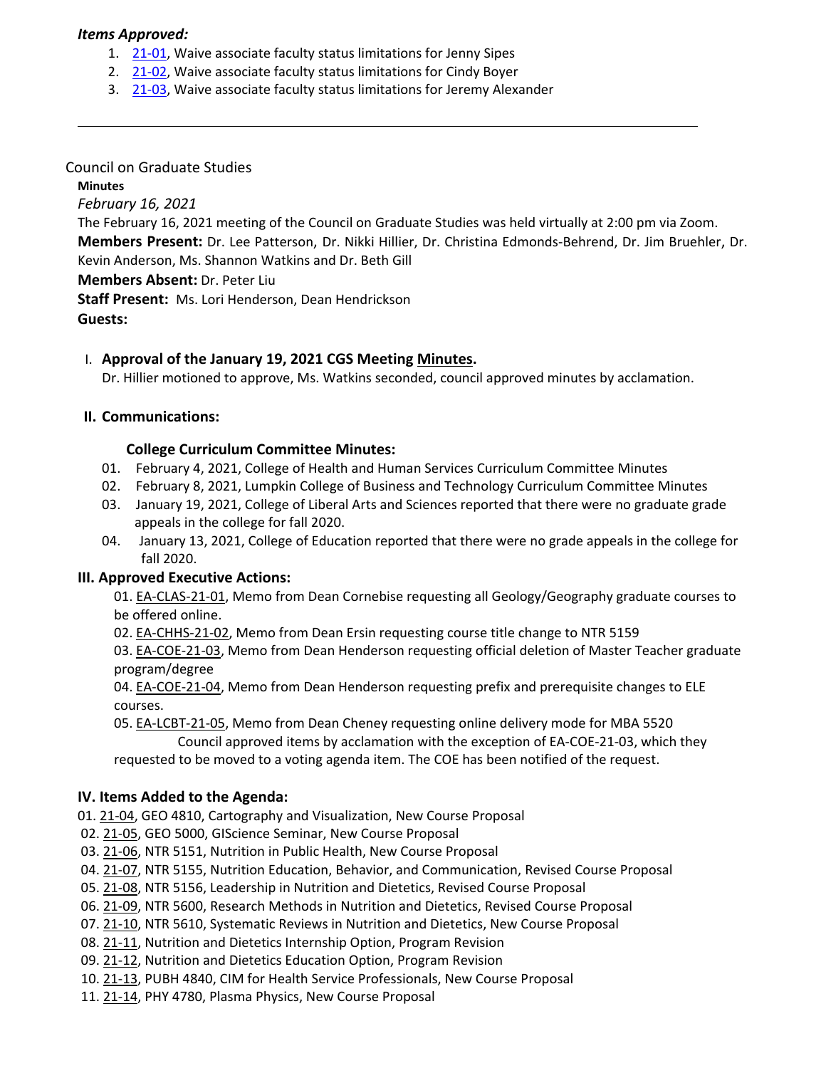***Items Approved:***

1. 21-01, Waive associate faculty status limitations for Jenny Sipes
2. 21-02, Waive associate faculty status limitations for Cindy Boyer
3. 21-03, Waive associate faculty status limitations for Jeremy Alexander

---

Council on Graduate Studies

**Minutes**

*February 16, 2021*

The February 16, 2021 meeting of the Council on Graduate Studies was held virtually at 2:00 pm via Zoom.

**Members Present:** Dr. Lee Patterson, Dr. Nikki Hillier, Dr. Christina Edmonds-Behrend, Dr. Jim Bruehler, Dr. Kevin Anderson, Ms. Shannon Watkins and Dr. Beth Gill

**Members Absent:** Dr. Peter Liu

**Staff Present:** Ms. Lori Henderson, Dean Hendrickson

**Guests:**

I. **Approval of the January 19, 2021 CGS Meeting Minutes.**

Dr. Hillier motioned to approve, Ms. Watkins seconded, council approved minutes by acclamation.

**II. Communications:**

**College Curriculum Committee Minutes:**

01. February 4, 2021, College of Health and Human Services Curriculum Committee Minutes
02. February 8, 2021, Lumpkin College of Business and Technology Curriculum Committee Minutes
03. January 19, 2021, College of Liberal Arts and Sciences reported that there were no graduate grade appeals in the college for fall 2020.
04. January 13, 2021, College of Education reported that there were no grade appeals in the college for fall 2020.

**III. Approved Executive Actions:**

01. EA-CLAS-21-01, Memo from Dean Cornebise requesting all Geology/Geography graduate courses to be offered online.
02. EA-CHHS-21-02, Memo from Dean Ersin requesting course title change to NTR 5159
03. EA-COE-21-03, Memo from Dean Henderson requesting official deletion of Master Teacher graduate program/degree
04. EA-COE-21-04, Memo from Dean Henderson requesting prefix and prerequisite changes to ELE courses.
05. EA-LCBT-21-05, Memo from Dean Cheney requesting online delivery mode for MBA 5520

Council approved items by acclamation with the exception of EA-COE-21-03, which they requested to be moved to a voting agenda item. The COE has been notified of the request.

**IV. Items Added to the Agenda:**

01. 21-04, GEO 4810, Cartography and Visualization, New Course Proposal
02. 21-05, GEO 5000, GIScience Seminar, New Course Proposal
03. 21-06, NTR 5151, Nutrition in Public Health, New Course Proposal
04. 21-07, NTR 5155, Nutrition Education, Behavior, and Communication, Revised Course Proposal
05. 21-08, NTR 5156, Leadership in Nutrition and Dietetics, Revised Course Proposal
06. 21-09, NTR 5600, Research Methods in Nutrition and Dietetics, Revised Course Proposal
07. 21-10, NTR 5610, Systematic Reviews in Nutrition and Dietetics, New Course Proposal
08. 21-11, Nutrition and Dietetics Internship Option, Program Revision
09. 21-12, Nutrition and Dietetics Education Option, Program Revision
10. 21-13, PUBH 4840, CIM for Health Service Professionals, New Course Proposal
11. 21-14, PHY 4780, Plasma Physics, New Course Proposal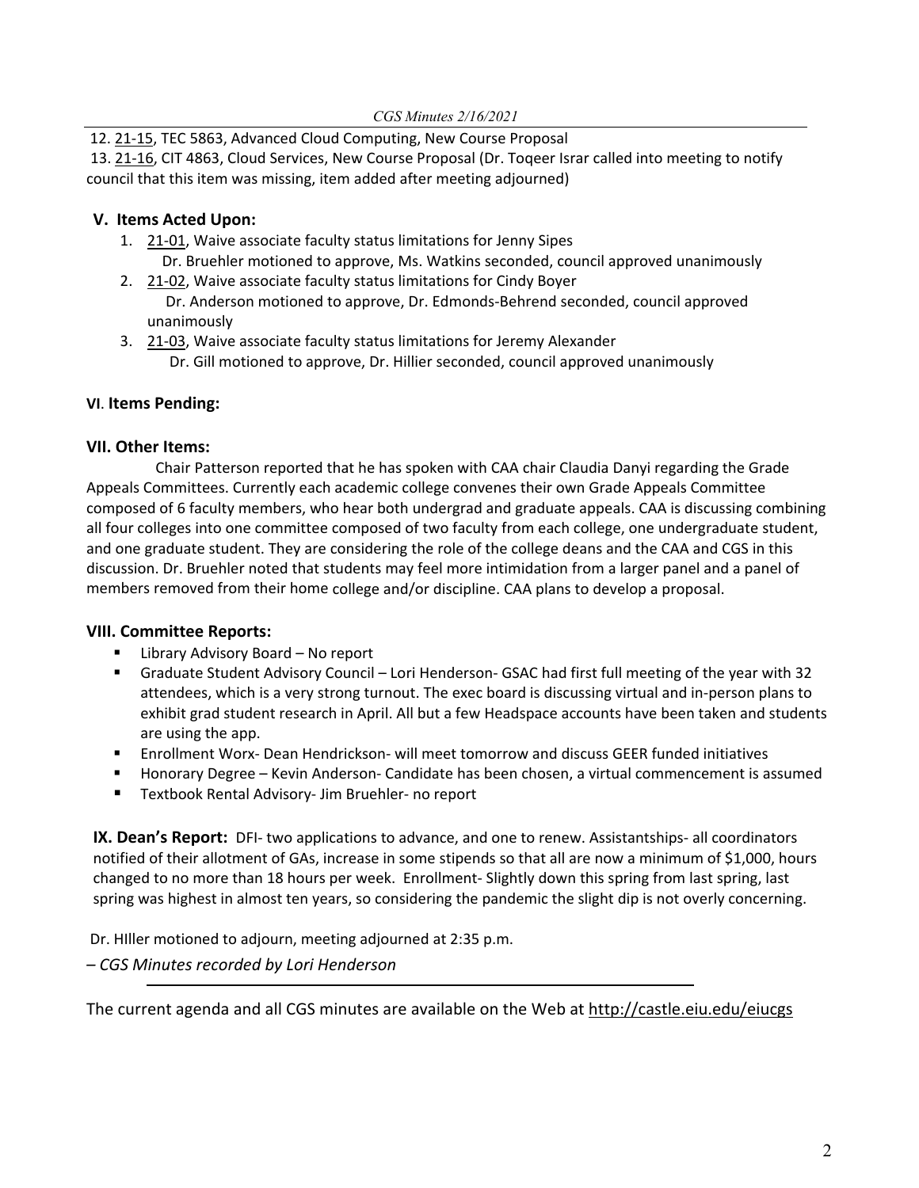12. 21-15, TEC 5863, Advanced Cloud Computing, New Course Proposal
13. 21-16, CIT 4863, Cloud Services, New Course Proposal (Dr. Toqeer Israr called into meeting to notify council that this item was missing, item added after meeting adjourned)

## V. Items Acted Upon:

1. 21-01, Waive associate faculty status limitations for Jenny Sipes
   Dr. Bruehler motioned to approve, Ms. Watkins seconded, council approved unanimously
2. 21-02, Waive associate faculty status limitations for Cindy Boyer
   Dr. Anderson motioned to approve, Dr. Edmonds-Behrend seconded, council approved unanimously
3. 21-03, Waive associate faculty status limitations for Jeremy Alexander
   Dr. Gill motioned to approve, Dr. Hillier seconded, council approved unanimously

## VI. Items Pending:

## VII. Other Items:

Chair Patterson reported that he has spoken with CAA chair Claudia Danyi regarding the Grade Appeals Committees. Currently each academic college convenes their own Grade Appeals Committee composed of 6 faculty members, who hear both undergrad and graduate appeals. CAA is discussing combining all four colleges into one committee composed of two faculty from each college, one undergraduate student, and one graduate student. They are considering the role of the college deans and the CAA and CGS in this discussion. Dr. Bruehler noted that students may feel more intimidation from a larger panel and a panel of members removed from their home college and/or discipline. CAA plans to develop a proposal.

## VIII. Committee Reports:

- Library Advisory Board – No report
- Graduate Student Advisory Council – Lori Henderson- GSAC had first full meeting of the year with 32 attendees, which is a very strong turnout. The exec board is discussing virtual and in-person plans to exhibit grad student research in April. All but a few Headspace accounts have been taken and students are using the app.
- Enrollment Worx- Dean Hendrickson- will meet tomorrow and discuss GEER funded initiatives
- Honorary Degree – Kevin Anderson- Candidate has been chosen, a virtual commencement is assumed
- Textbook Rental Advisory- Jim Bruehler- no report

**IX. Dean's Report:** DFI- two applications to advance, and one to renew. Assistantships- all coordinators notified of their allotment of GAs, increase in some stipends so that all are now a minimum of $1,000, hours changed to no more than 18 hours per week. Enrollment- Slightly down this spring from last spring, last spring was highest in almost ten years, so considering the pandemic the slight dip is not overly concerning.

Dr. HIller motioned to adjourn, meeting adjourned at 2:35 p.m.

*– CGS Minutes recorded by Lori Henderson*

---

The current agenda and all CGS minutes are available on the Web at http://castle.eiu.edu/eiucgs